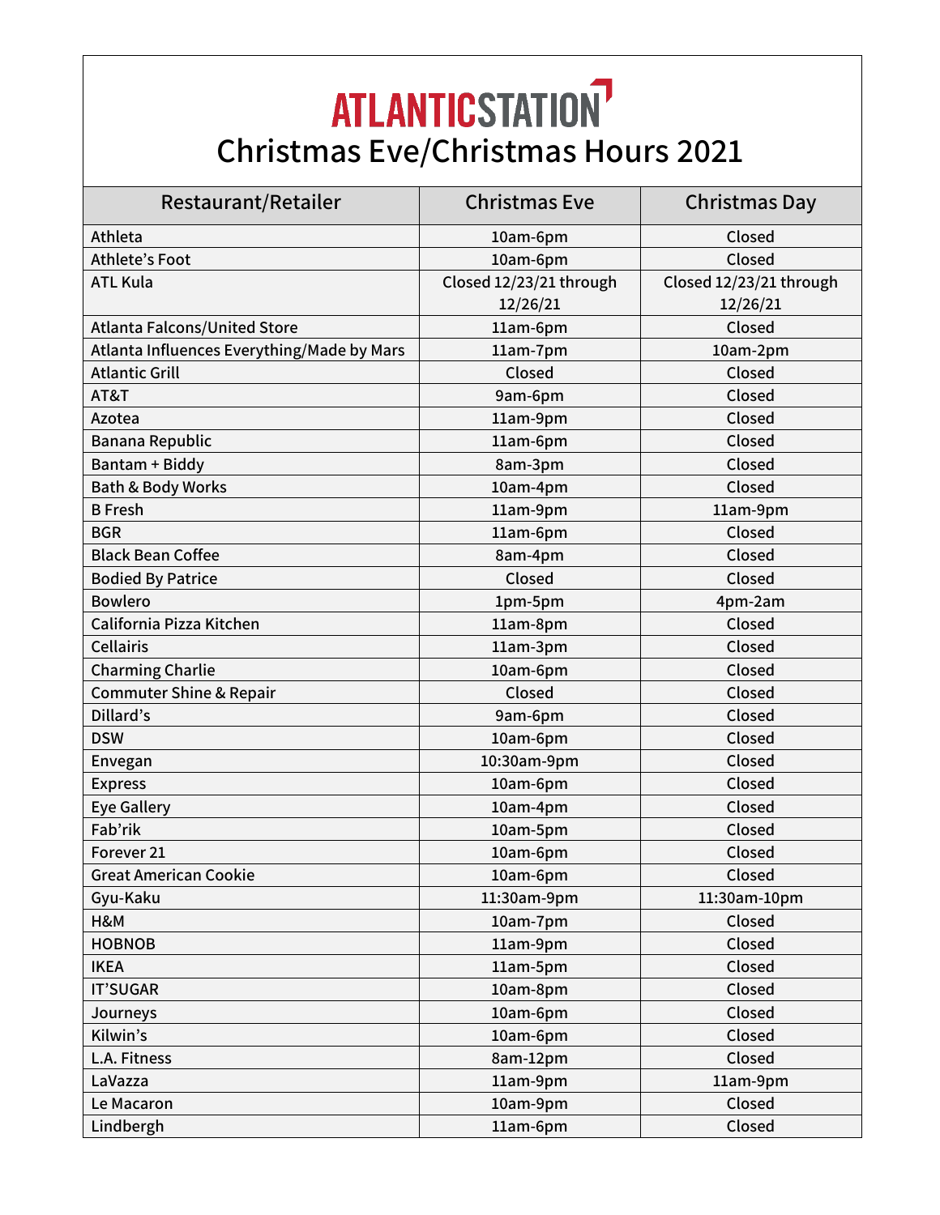# ATLANTICSTATION

## Christmas Eve/Christmas Hours 2021

| Restaurant/Retailer | Christmas Eve | Christmas Day |
|---|---|---|
| Athleta | 10am-6pm | Closed |
| Athlete's Foot | 10am-6pm | Closed |
| ATL Kula | Closed 12/23/21 through 12/26/21 | Closed 12/23/21 through 12/26/21 |
| Atlanta Falcons/United Store | 11am-6pm | Closed |
| Atlanta Influences Everything/Made by Mars | 11am-7pm | 10am-2pm |
| Atlantic Grill | Closed | Closed |
| AT&T | 9am-6pm | Closed |
| Azotea | 11am-9pm | Closed |
| Banana Republic | 11am-6pm | Closed |
| Bantam + Biddy | 8am-3pm | Closed |
| Bath & Body Works | 10am-4pm | Closed |
| B Fresh | 11am-9pm | 11am-9pm |
| BGR | 11am-6pm | Closed |
| Black Bean Coffee | 8am-4pm | Closed |
| Bodied By Patrice | Closed | Closed |
| Bowlero | 1pm-5pm | 4pm-2am |
| California Pizza Kitchen | 11am-8pm | Closed |
| Cellairis | 11am-3pm | Closed |
| Charming Charlie | 10am-6pm | Closed |
| Commuter Shine & Repair | Closed | Closed |
| Dillard's | 9am-6pm | Closed |
| DSW | 10am-6pm | Closed |
| Envegan | 10:30am-9pm | Closed |
| Express | 10am-6pm | Closed |
| Eye Gallery | 10am-4pm | Closed |
| Fab'rik | 10am-5pm | Closed |
| Forever 21 | 10am-6pm | Closed |
| Great American Cookie | 10am-6pm | Closed |
| Gyu-Kaku | 11:30am-9pm | 11:30am-10pm |
| H&M | 10am-7pm | Closed |
| HOBNOB | 11am-9pm | Closed |
| IKEA | 11am-5pm | Closed |
| IT'SUGAR | 10am-8pm | Closed |
| Journeys | 10am-6pm | Closed |
| Kilwin's | 10am-6pm | Closed |
| L.A. Fitness | 8am-12pm | Closed |
| LaVazza | 11am-9pm | 11am-9pm |
| Le Macaron | 10am-9pm | Closed |
| Lindbergh | 11am-6pm | Closed |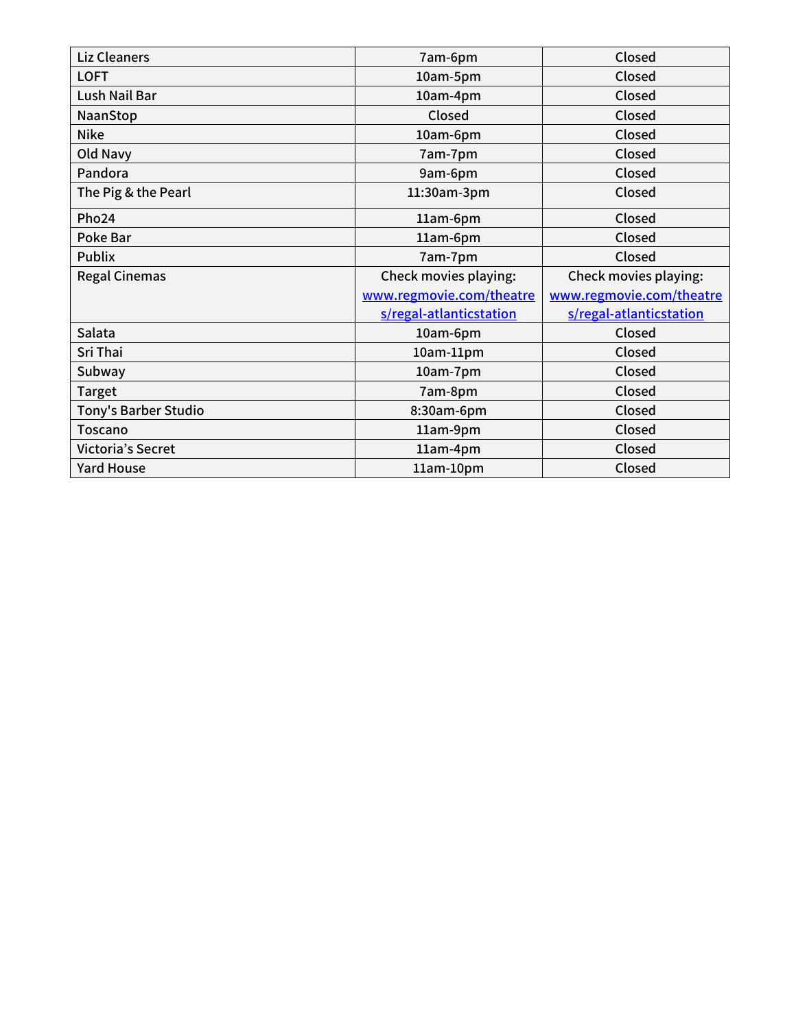| | | |
|---|---|---|
| Liz Cleaners | 7am-6pm | Closed |
| LOFT | 10am-5pm | Closed |
| Lush Nail Bar | 10am-4pm | Closed |
| NaanStop | Closed | Closed |
| Nike | 10am-6pm | Closed |
| Old Navy | 7am-7pm | Closed |
| Pandora | 9am-6pm | Closed |
| The Pig & the Pearl | 11:30am-3pm | Closed |
| Pho24 | 11am-6pm | Closed |
| Poke Bar | 11am-6pm | Closed |
| Publix | 7am-7pm | Closed |
| Regal Cinemas | Check movies playing: www.regmovie.com/theatres/regal-atlanticstation | Check movies playing: www.regmovie.com/theatres/regal-atlanticstation |
| Salata | 10am-6pm | Closed |
| Sri Thai | 10am-11pm | Closed |
| Subway | 10am-7pm | Closed |
| Target | 7am-8pm | Closed |
| Tony's Barber Studio | 8:30am-6pm | Closed |
| Toscano | 11am-9pm | Closed |
| Victoria's Secret | 11am-4pm | Closed |
| Yard House | 11am-10pm | Closed |